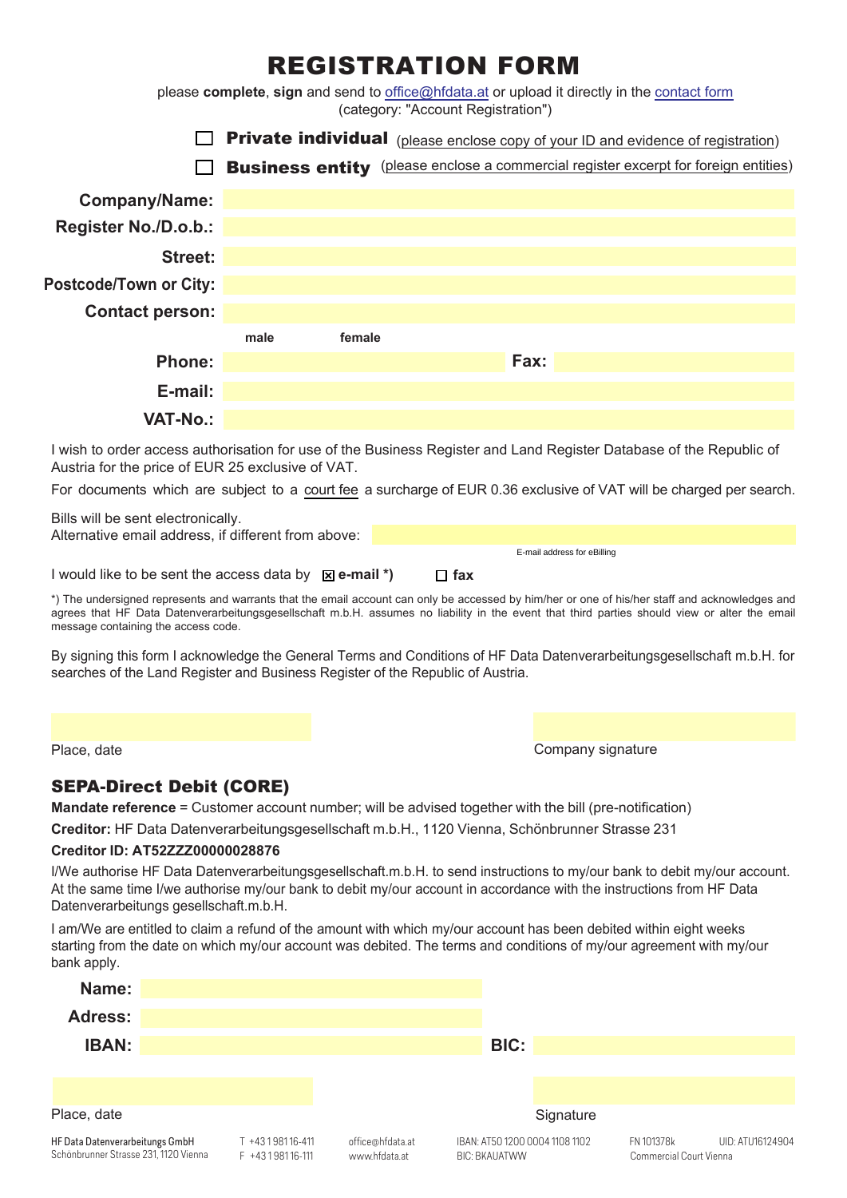# REGISTRATION FORM

please **complete**, **sign** and send to office@hfdata.at or upload it directly in the contact form
(category: "Account Registration")

☐ **Private individual** (please enclose copy of your ID and evidence of registration)

☐ **Business entity** (please enclose a commercial register excerpt for foreign entities)

**Company/Name:**

**Register No./D.o.b.:**

**Street:**

**Postcode/Town or City:**

**Contact person:**

male female

**Phone:** **Fax:**

**E-mail:**

**VAT-No.:**

I wish to order access authorisation for use of the Business Register and Land Register Database of the Republic of Austria for the price of EUR 25 exclusive of VAT.

For documents which are subject to a court fee a surcharge of EUR 0.36 exclusive of VAT will be charged per search.

Bills will be sent electronically.
Alternative email address, if different from above:

E-mail address for eBilling

I would like to be sent the access data by ☒ **e-mail \*)** ☐ **fax**

\*) The undersigned represents and warrants that the email account can only be accessed by him/her or one of his/her staff and acknowledges and agrees that HF Data Datenverarbeitungsgesellschaft m.b.H. assumes no liability in the event that third parties should view or alter the email message containing the access code.

By signing this form I acknowledge the General Terms and Conditions of HF Data Datenverarbeitungsgesellschaft m.b.H. for searches of the Land Register and Business Register of the Republic of Austria.

Place, date Company signature

## SEPA-Direct Debit (CORE)

**Mandate reference** = Customer account number; will be advised together with the bill (pre-notification)

**Creditor:** HF Data Datenverarbeitungsgesellschaft m.b.H., 1120 Vienna, Schönbrunner Strasse 231

**Creditor ID: AT52ZZZ00000028876**

I/We authorise HF Data Datenverarbeitungsgesellschaft.m.b.H. to send instructions to my/our bank to debit my/our account. At the same time I/we authorise my/our bank to debit my/our account in accordance with the instructions from HF Data Datenverarbeitungs gesellschaft.m.b.H.

I am/We are entitled to claim a refund of the amount with which my/our account has been debited within eight weeks starting from the date on which my/our account was debited. The terms and conditions of my/our agreement with my/our bank apply.

**Name:**

**Adress:**

**IBAN:** **BIC:**

Place, date Signature

HF Data Datenverarbeitungs GmbH
Schönbrunner Strasse 231, 1120 Vienna
T +43 1 981 16-411
F +43 1 981 16-111
office@hfdata.at
www.hfdata.at
IBAN: AT50 1200 0004 1108 1102
BIC: BKAUATWW
FN 101378k
Commercial Court Vienna
UID: ATU16124904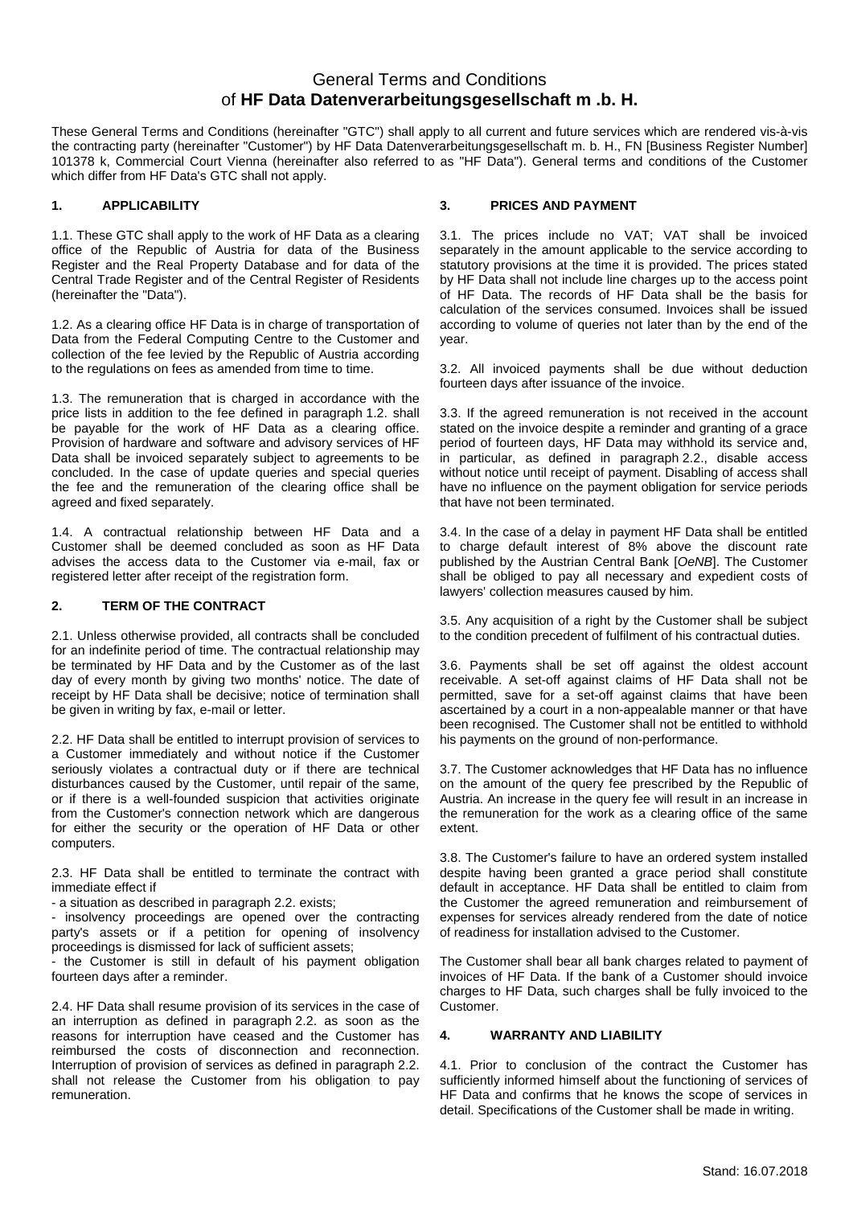# General Terms and Conditions of **HF Data Datenverarbeitungsgesellschaft m .b. H.**

These General Terms and Conditions (hereinafter "GTC") shall apply to all current and future services which are rendered vis-à-vis the contracting party (hereinafter "Customer") by HF Data Datenverarbeitungsgesellschaft m. b. H., FN [Business Register Number] 101378 k, Commercial Court Vienna (hereinafter also referred to as "HF Data"). General terms and conditions of the Customer which differ from HF Data's GTC shall not apply.

## 1. APPLICABILITY

1.1. These GTC shall apply to the work of HF Data as a clearing office of the Republic of Austria for data of the Business Register and the Real Property Database and for data of the Central Trade Register and of the Central Register of Residents (hereinafter the "Data").

1.2. As a clearing office HF Data is in charge of transportation of Data from the Federal Computing Centre to the Customer and collection of the fee levied by the Republic of Austria according to the regulations on fees as amended from time to time.

1.3. The remuneration that is charged in accordance with the price lists in addition to the fee defined in paragraph 1.2. shall be payable for the work of HF Data as a clearing office. Provision of hardware and software and advisory services of HF Data shall be invoiced separately subject to agreements to be concluded. In the case of update queries and special queries the fee and the remuneration of the clearing office shall be agreed and fixed separately.

1.4. A contractual relationship between HF Data and a Customer shall be deemed concluded as soon as HF Data advises the access data to the Customer via e-mail, fax or registered letter after receipt of the registration form.

## 2. TERM OF THE CONTRACT

2.1. Unless otherwise provided, all contracts shall be concluded for an indefinite period of time. The contractual relationship may be terminated by HF Data and by the Customer as of the last day of every month by giving two months' notice. The date of receipt by HF Data shall be decisive; notice of termination shall be given in writing by fax, e-mail or letter.

2.2. HF Data shall be entitled to interrupt provision of services to a Customer immediately and without notice if the Customer seriously violates a contractual duty or if there are technical disturbances caused by the Customer, until repair of the same, or if there is a well-founded suspicion that activities originate from the Customer's connection network which are dangerous for either the security or the operation of HF Data or other computers.

2.3. HF Data shall be entitled to terminate the contract with immediate effect if

- a situation as described in paragraph 2.2. exists;
- insolvency proceedings are opened over the contracting party's assets or if a petition for opening of insolvency proceedings is dismissed for lack of sufficient assets;
- the Customer is still in default of his payment obligation fourteen days after a reminder.

2.4. HF Data shall resume provision of its services in the case of an interruption as defined in paragraph 2.2. as soon as the reasons for interruption have ceased and the Customer has reimbursed the costs of disconnection and reconnection. Interruption of provision of services as defined in paragraph 2.2. shall not release the Customer from his obligation to pay remuneration.

## 3. PRICES AND PAYMENT

3.1. The prices include no VAT; VAT shall be invoiced separately in the amount applicable to the service according to statutory provisions at the time it is provided. The prices stated by HF Data shall not include line charges up to the access point of HF Data. The records of HF Data shall be the basis for calculation of the services consumed. Invoices shall be issued according to volume of queries not later than by the end of the year.

3.2. All invoiced payments shall be due without deduction fourteen days after issuance of the invoice.

3.3. If the agreed remuneration is not received in the account stated on the invoice despite a reminder and granting of a grace period of fourteen days, HF Data may withhold its service and, in particular, as defined in paragraph 2.2., disable access without notice until receipt of payment. Disabling of access shall have no influence on the payment obligation for service periods that have not been terminated.

3.4. In the case of a delay in payment HF Data shall be entitled to charge default interest of 8% above the discount rate published by the Austrian Central Bank [*OeNB*]. The Customer shall be obliged to pay all necessary and expedient costs of lawyers' collection measures caused by him.

3.5. Any acquisition of a right by the Customer shall be subject to the condition precedent of fulfilment of his contractual duties.

3.6. Payments shall be set off against the oldest account receivable. A set-off against claims of HF Data shall not be permitted, save for a set-off against claims that have been ascertained by a court in a non-appealable manner or that have been recognised. The Customer shall not be entitled to withhold his payments on the ground of non-performance.

3.7. The Customer acknowledges that HF Data has no influence on the amount of the query fee prescribed by the Republic of Austria. An increase in the query fee will result in an increase in the remuneration for the work as a clearing office of the same extent.

3.8. The Customer's failure to have an ordered system installed despite having been granted a grace period shall constitute default in acceptance. HF Data shall be entitled to claim from the Customer the agreed remuneration and reimbursement of expenses for services already rendered from the date of notice of readiness for installation advised to the Customer.

The Customer shall bear all bank charges related to payment of invoices of HF Data. If the bank of a Customer should invoice charges to HF Data, such charges shall be fully invoiced to the Customer.

## 4. WARRANTY AND LIABILITY

4.1. Prior to conclusion of the contract the Customer has sufficiently informed himself about the functioning of services of HF Data and confirms that he knows the scope of services in detail. Specifications of the Customer shall be made in writing.

Stand: 16.07.2018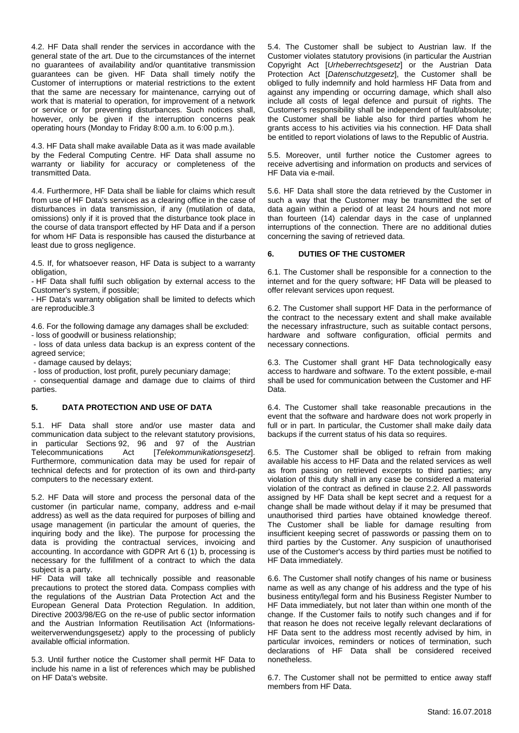4.2. HF Data shall render the services in accordance with the general state of the art. Due to the circumstances of the internet no guarantees of availability and/or quantitative transmission guarantees can be given. HF Data shall timely notify the Customer of interruptions or material restrictions to the extent that the same are necessary for maintenance, carrying out of work that is material to operation, for improvement of a network or service or for preventing disturbances. Such notices shall, however, only be given if the interruption concerns peak operating hours (Monday to Friday 8:00 a.m. to 6:00 p.m.).

4.3. HF Data shall make available Data as it was made available by the Federal Computing Centre. HF Data shall assume no warranty or liability for accuracy or completeness of the transmitted Data.

4.4. Furthermore, HF Data shall be liable for claims which result from use of HF Data's services as a clearing office in the case of disturbances in data transmission, if any (mutilation of data, omissions) only if it is proved that the disturbance took place in the course of data transport effected by HF Data and if a person for whom HF Data is responsible has caused the disturbance at least due to gross negligence.

4.5. If, for whatsoever reason, HF Data is subject to a warranty obligation,

- HF Data shall fulfil such obligation by external access to the Customer's system, if possible;
- HF Data's warranty obligation shall be limited to defects which are reproducible.3

4.6. For the following damage any damages shall be excluded:

- loss of goodwill or business relationship;
- loss of data unless data backup is an express content of the agreed service;
- damage caused by delays;
- loss of production, lost profit, purely pecuniary damage;
- consequential damage and damage due to claims of third parties.

## 5. DATA PROTECTION AND USE OF DATA

5.1. HF Data shall store and/or use master data and communication data subject to the relevant statutory provisions, in particular Sections 92, 96 and 97 of the Austrian Telecommunications Act [*Telekommunikationsgesetz*]. Furthermore, communication data may be used for repair of technical defects and for protection of its own and third-party computers to the necessary extent.

5.2. HF Data will store and process the personal data of the customer (in particular name, company, address and e-mail address) as well as the data required for purposes of billing and usage management (in particular the amount of queries, the inquiring body and the like). The purpose for processing the data is providing the contractual services, invoicing and accounting. In accordance with GDPR Art 6 (1) b, processing is necessary for the fulfillment of a contract to which the data subject is a party.

HF Data will take all technically possible and reasonable precautions to protect the stored data. Compass complies with the regulations of the Austrian Data Protection Act and the European General Data Protection Regulation. In addition, Directive 2003/98/EG on the re-use of public sector information and the Austrian Information Reutilisation Act (Informations-weiterverwendungsgesetz) apply to the processing of publicly available official information.

5.3. Until further notice the Customer shall permit HF Data to include his name in a list of references which may be published on HF Data's website.

5.4. The Customer shall be subject to Austrian law. If the Customer violates statutory provisions (in particular the Austrian Copyright Act [*Urheberrechtsgesetz*] or the Austrian Data Protection Act [*Datenschutzgesetz*], the Customer shall be obliged to fully indemnify and hold harmless HF Data from and against any impending or occurring damage, which shall also include all costs of legal defence and pursuit of rights. The Customer's responsibility shall be independent of fault/absolute; the Customer shall be liable also for third parties whom he grants access to his activities via his connection. HF Data shall be entitled to report violations of laws to the Republic of Austria.

5.5. Moreover, until further notice the Customer agrees to receive advertising and information on products and services of HF Data via e-mail.

5.6. HF Data shall store the data retrieved by the Customer in such a way that the Customer may be transmitted the set of data again within a period of at least 24 hours and not more than fourteen (14) calendar days in the case of unplanned interruptions of the connection. There are no additional duties concerning the saving of retrieved data.

## 6. DUTIES OF THE CUSTOMER

6.1. The Customer shall be responsible for a connection to the internet and for the query software; HF Data will be pleased to offer relevant services upon request.

6.2. The Customer shall support HF Data in the performance of the contract to the necessary extent and shall make available the necessary infrastructure, such as suitable contact persons, hardware and software configuration, official permits and necessary connections.

6.3. The Customer shall grant HF Data technologically easy access to hardware and software. To the extent possible, e-mail shall be used for communication between the Customer and HF Data.

6.4. The Customer shall take reasonable precautions in the event that the software and hardware does not work properly in full or in part. In particular, the Customer shall make daily data backups if the current status of his data so requires.

6.5. The Customer shall be obliged to refrain from making available his access to HF Data and the related services as well as from passing on retrieved excerpts to third parties; any violation of this duty shall in any case be considered a material violation of the contract as defined in clause 2.2. All passwords assigned by HF Data shall be kept secret and a request for a change shall be made without delay if it may be presumed that unauthorised third parties have obtained knowledge thereof. The Customer shall be liable for damage resulting from insufficient keeping secret of passwords or passing them on to third parties by the Customer. Any suspicion of unauthorised use of the Customer's access by third parties must be notified to HF Data immediately.

6.6. The Customer shall notify changes of his name or business name as well as any change of his address and the type of his business entity/legal form and his Business Register Number to HF Data immediately, but not later than within one month of the change. If the Customer fails to notify such changes and if for that reason he does not receive legally relevant declarations of HF Data sent to the address most recently advised by him, in particular invoices, reminders or notices of termination, such declarations of HF Data shall be considered received nonetheless.

6.7. The Customer shall not be permitted to entice away staff members from HF Data.

Stand: 16.07.2018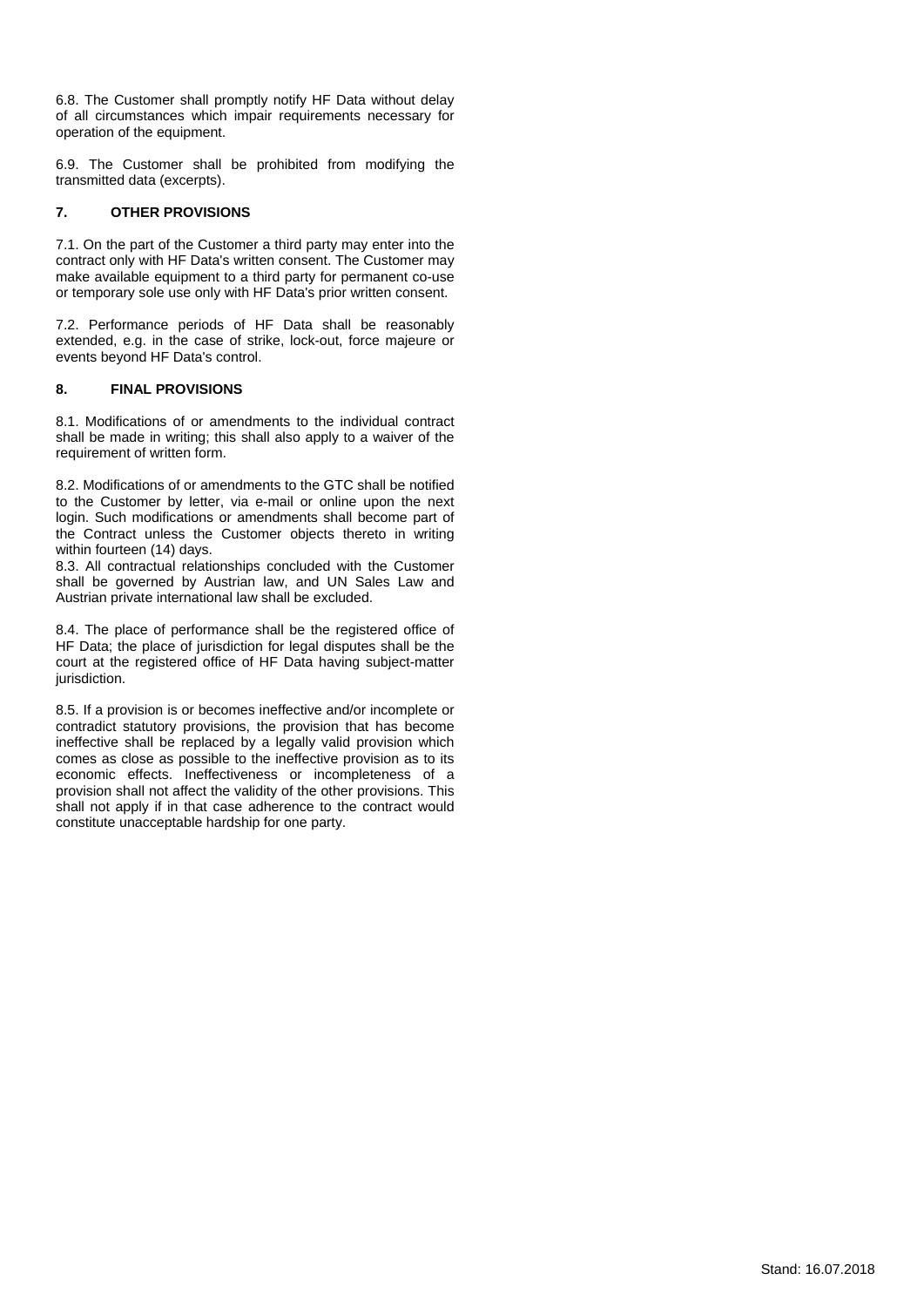6.8. The Customer shall promptly notify HF Data without delay of all circumstances which impair requirements necessary for operation of the equipment.

6.9. The Customer shall be prohibited from modifying the transmitted data (excerpts).

## 7. OTHER PROVISIONS

7.1. On the part of the Customer a third party may enter into the contract only with HF Data's written consent. The Customer may make available equipment to a third party for permanent co-use or temporary sole use only with HF Data's prior written consent.

7.2. Performance periods of HF Data shall be reasonably extended, e.g. in the case of strike, lock-out, force majeure or events beyond HF Data's control.

## 8. FINAL PROVISIONS

8.1. Modifications of or amendments to the individual contract shall be made in writing; this shall also apply to a waiver of the requirement of written form.

8.2. Modifications of or amendments to the GTC shall be notified to the Customer by letter, via e-mail or online upon the next login. Such modifications or amendments shall become part of the Contract unless the Customer objects thereto in writing within fourteen (14) days.

8.3. All contractual relationships concluded with the Customer shall be governed by Austrian law, and UN Sales Law and Austrian private international law shall be excluded.

8.4. The place of performance shall be the registered office of HF Data; the place of jurisdiction for legal disputes shall be the court at the registered office of HF Data having subject-matter jurisdiction.

8.5. If a provision is or becomes ineffective and/or incomplete or contradict statutory provisions, the provision that has become ineffective shall be replaced by a legally valid provision which comes as close as possible to the ineffective provision as to its economic effects. Ineffectiveness or incompleteness of a provision shall not affect the validity of the other provisions. This shall not apply if in that case adherence to the contract would constitute unacceptable hardship for one party.

Stand: 16.07.2018